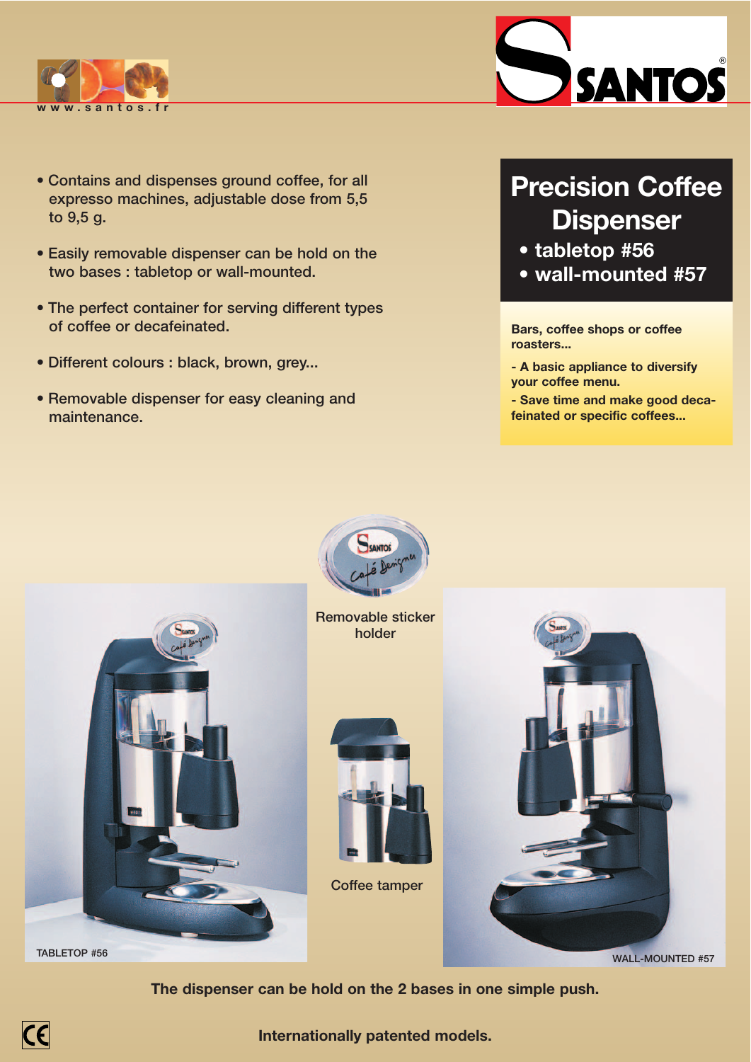www.santos.fr

SANTOS®

# Precision Coffee Dispenser

- **tabletop #56**
- **wall-mounted #57**

**Bars, coffee shops or coffee roasters...**

**- A basic appliance to diversify your coffee menu.**

**- Save time and make good decafeinated or specific coffees...**

- Contains and dispenses ground coffee, for all expresso machines, adjustable dose from 5,5 to 9,5 g.
- Easily removable dispenser can be hold on the two bases : tabletop or wall-mounted.
- The perfect container for serving different types of coffee or decafeinated.
- Different colours : black, brown, grey...
- Removable dispenser for easy cleaning and maintenance.

Removable sticker holder

Coffee tamper

TABLETOP #56

WALL-MOUNTED #57

**The dispenser can be hold on the 2 bases in one simple push.**

**Internationally patented models.**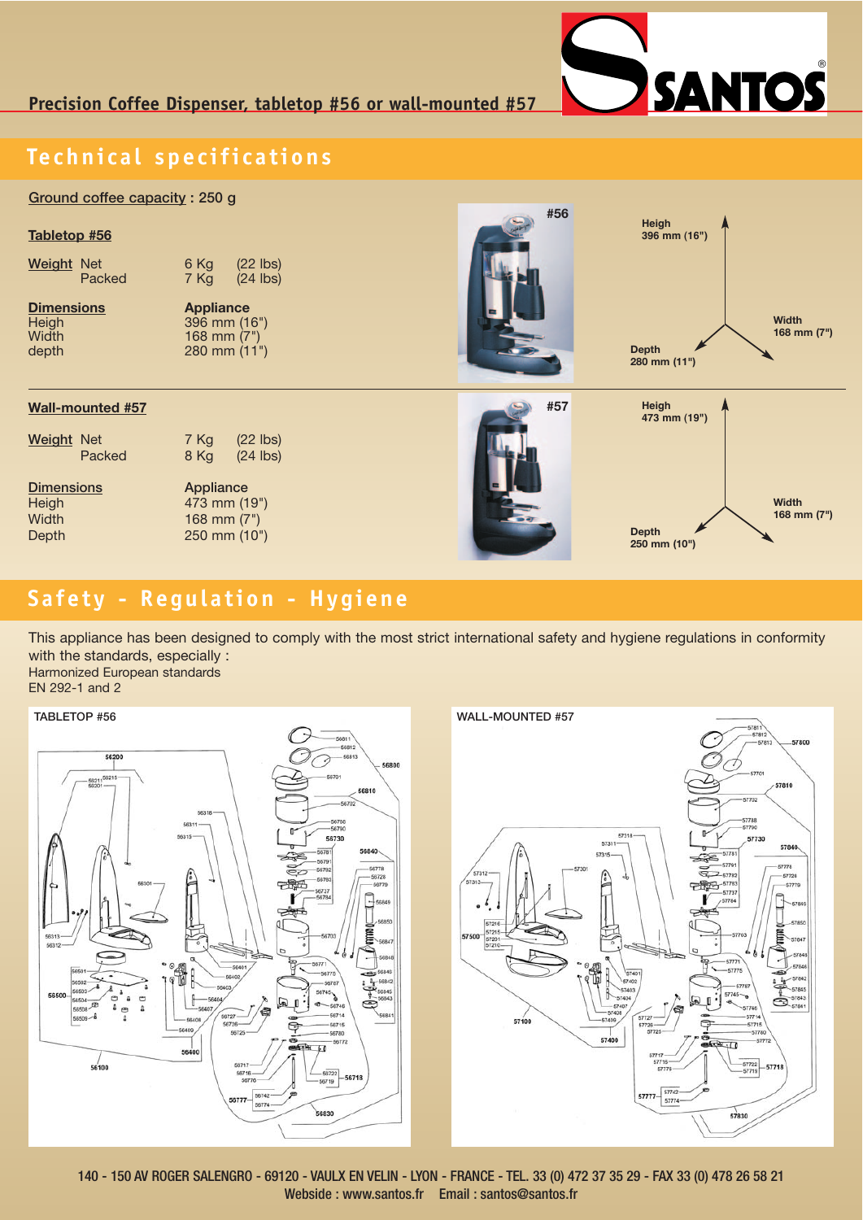Precision Coffee Dispenser, tabletop #56 or wall-mounted #57

SANTOS®

## Technical specifications

Ground coffee capacity : 250 g

### Tabletop #56

| | | | |
|---|---|---|---|
| Weight | Net | 6 Kg | (22 lbs) |
| | Packed | 7 Kg | (24 lbs) |

| Dimensions | Appliance |
|---|---|
| Heigh | 396 mm (16") |
| Width | 168 mm (7") |
| depth | 280 mm (11") |

#56

Heigh
396 mm (16")

Width
168 mm (7")

Depth
280 mm (11")

### Wall-mounted #57

| | | | |
|---|---|---|---|
| Weight | Net | 7 Kg | (22 lbs) |
| | Packed | 8 Kg | (24 lbs) |

| Dimensions | Appliance |
|---|---|
| Heigh | 473 mm (19") |
| Width | 168 mm (7") |
| Depth | 250 mm (10") |

#57

Heigh
473 mm (19")

Width
168 mm (7")

Depth
250 mm (10")

## Safety - Regulation - Hygiene

This appliance has been designed to comply with the most strict international safety and hygiene regulations in conformity with the standards, especially :
Harmonized European standards
EN 292-1 and 2

TABLETOP #56

WALL-MOUNTED #57

140 - 150 AV ROGER SALENGRO - 69120 - VAULX EN VELIN - LYON - FRANCE - TEL. 33 (0) 472 37 35 29 - FAX 33 (0) 478 26 58 21
Webside : www.santos.fr Email : santos@santos.fr